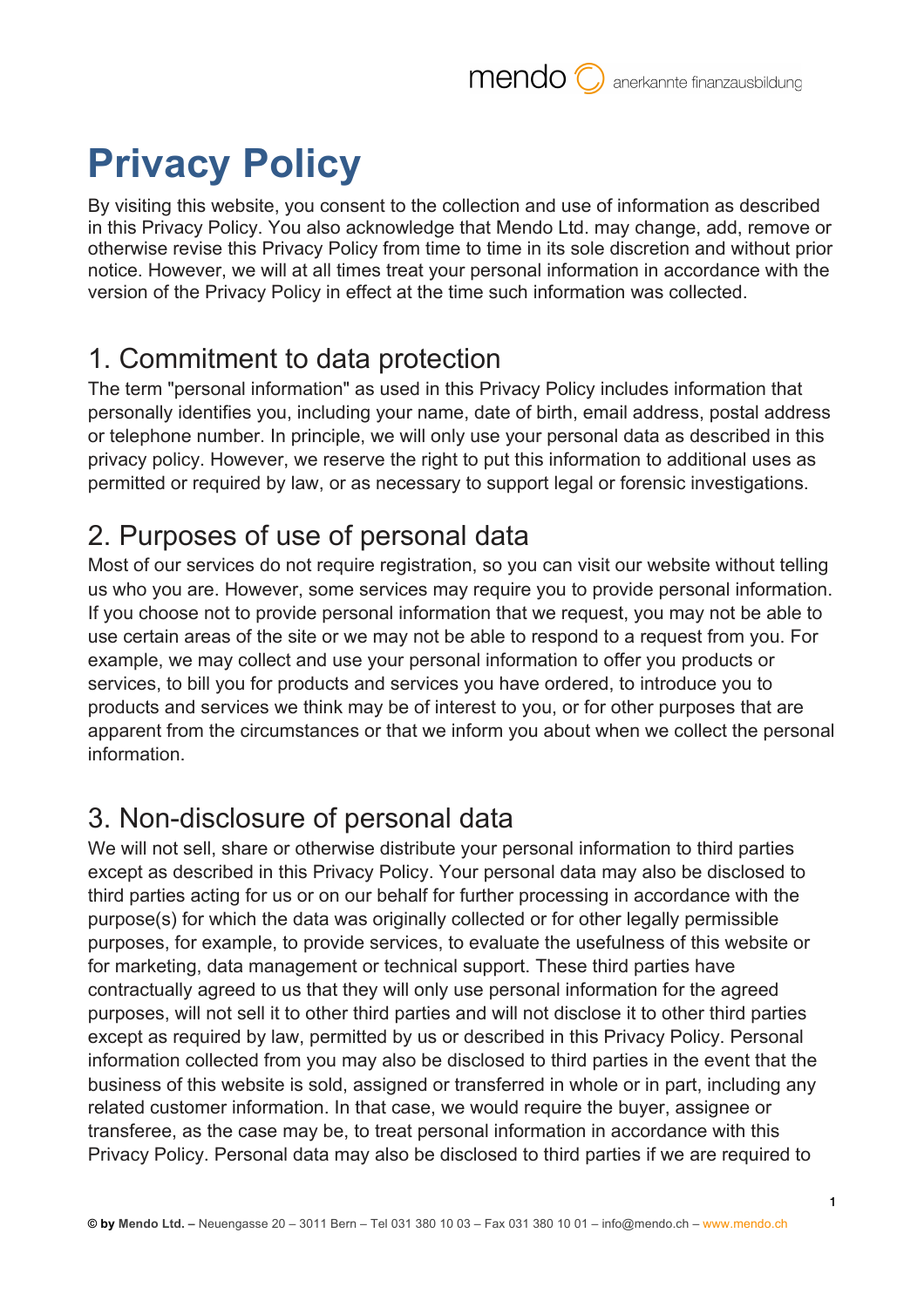# Privacy Policy

By visiting this website, you consent to the collection and use of information as described in this Privacy Policy. You also acknowledge that Mendo Ltd. may change, add, remove or otherwise revise this Privacy Policy from time to time in its sole discretion and without prior notice. However, we will at all times treat your personal information in accordance with the version of the Privacy Policy in effect at the time such information was collected.

## 1. Commitment to data protection

The term "personal information" as used in this Privacy Policy includes information that personally identifies you, including your name, date of birth, email address, postal address or telephone number. In principle, we will only use your personal data as described in this privacy policy. However, we reserve the right to put this information to additional uses as permitted or required by law, or as necessary to support legal or forensic investigations.

## 2. Purposes of use of personal data

Most of our services do not require registration, so you can visit our website without telling us who you are. However, some services may require you to provide personal information. If you choose not to provide personal information that we request, you may not be able to use certain areas of the site or we may not be able to respond to a request from you. For example, we may collect and use your personal information to offer you products or services, to bill you for products and services you have ordered, to introduce you to products and services we think may be of interest to you, or for other purposes that are apparent from the circumstances or that we inform you about when we collect the personal information.

## 3. Non-disclosure of personal data

We will not sell, share or otherwise distribute your personal information to third parties except as described in this Privacy Policy. Your personal data may also be disclosed to third parties acting for us or on our behalf for further processing in accordance with the purpose(s) for which the data was originally collected or for other legally permissible purposes, for example, to provide services, to evaluate the usefulness of this website or for marketing, data management or technical support. These third parties have contractually agreed to us that they will only use personal information for the agreed purposes, will not sell it to other third parties and will not disclose it to other third parties except as required by law, permitted by us or described in this Privacy Policy. Personal information collected from you may also be disclosed to third parties in the event that the business of this website is sold, assigned or transferred in whole or in part, including any related customer information. In that case, we would require the buyer, assignee or transferee, as the case may be, to treat personal information in accordance with this Privacy Policy. Personal data may also be disclosed to third parties if we are required to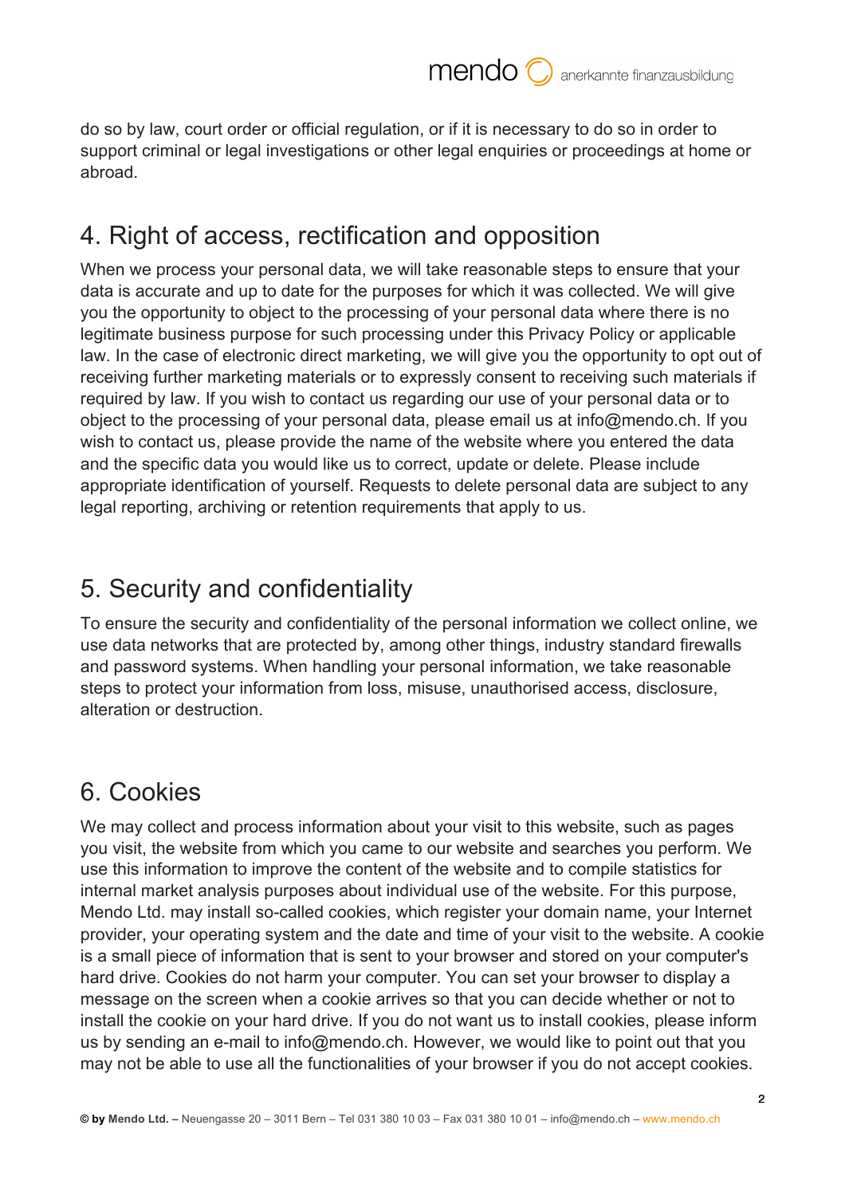do so by law, court order or official regulation, or if it is necessary to do so in order to support criminal or legal investigations or other legal enquiries or proceedings at home or abroad.

## 4. Right of access, rectification and opposition

When we process your personal data, we will take reasonable steps to ensure that your data is accurate and up to date for the purposes for which it was collected. We will give you the opportunity to object to the processing of your personal data where there is no legitimate business purpose for such processing under this Privacy Policy or applicable law. In the case of electronic direct marketing, we will give you the opportunity to opt out of receiving further marketing materials or to expressly consent to receiving such materials if required by law. If you wish to contact us regarding our use of your personal data or to object to the processing of your personal data, please email us at info@mendo.ch. If you wish to contact us, please provide the name of the website where you entered the data and the specific data you would like us to correct, update or delete. Please include appropriate identification of yourself. Requests to delete personal data are subject to any legal reporting, archiving or retention requirements that apply to us.

## 5. Security and confidentiality

To ensure the security and confidentiality of the personal information we collect online, we use data networks that are protected by, among other things, industry standard firewalls and password systems. When handling your personal information, we take reasonable steps to protect your information from loss, misuse, unauthorised access, disclosure, alteration or destruction.

## 6. Cookies

We may collect and process information about your visit to this website, such as pages you visit, the website from which you came to our website and searches you perform. We use this information to improve the content of the website and to compile statistics for internal market analysis purposes about individual use of the website. For this purpose, Mendo Ltd. may install so-called cookies, which register your domain name, your Internet provider, your operating system and the date and time of your visit to the website. A cookie is a small piece of information that is sent to your browser and stored on your computer's hard drive. Cookies do not harm your computer. You can set your browser to display a message on the screen when a cookie arrives so that you can decide whether or not to install the cookie on your hard drive. If you do not want us to install cookies, please inform us by sending an e-mail to info@mendo.ch. However, we would like to point out that you may not be able to use all the functionalities of your browser if you do not accept cookies.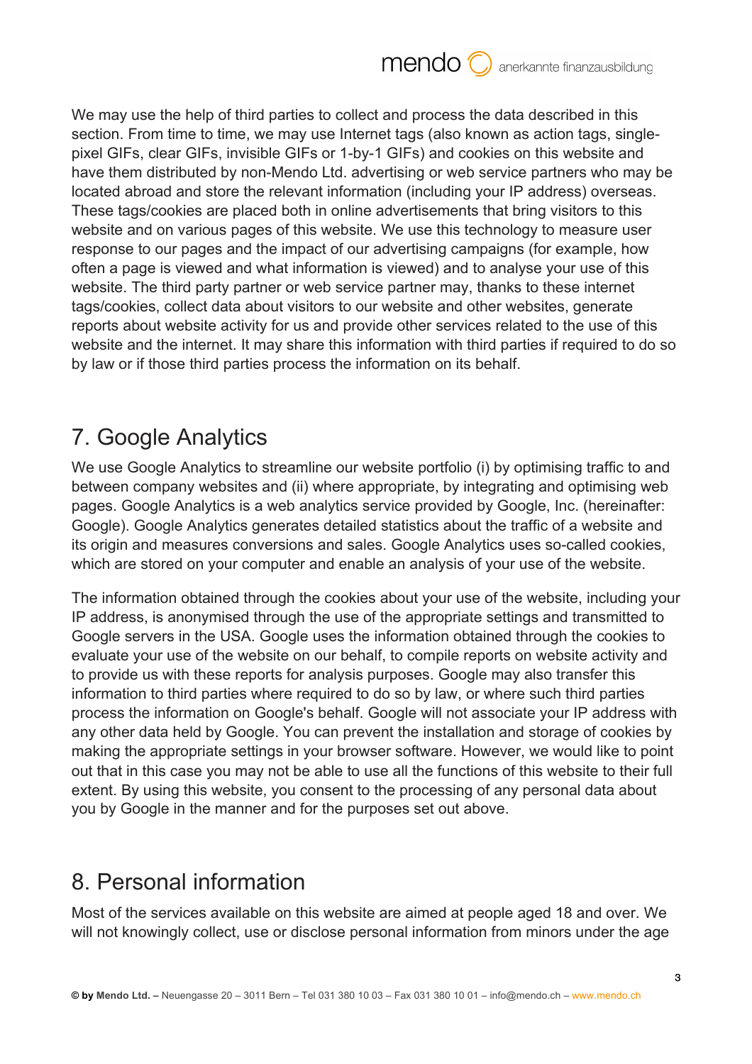We may use the help of third parties to collect and process the data described in this section. From time to time, we may use Internet tags (also known as action tags, single-pixel GIFs, clear GIFs, invisible GIFs or 1-by-1 GIFs) and cookies on this website and have them distributed by non-Mendo Ltd. advertising or web service partners who may be located abroad and store the relevant information (including your IP address) overseas. These tags/cookies are placed both in online advertisements that bring visitors to this website and on various pages of this website. We use this technology to measure user response to our pages and the impact of our advertising campaigns (for example, how often a page is viewed and what information is viewed) and to analyse your use of this website. The third party partner or web service partner may, thanks to these internet tags/cookies, collect data about visitors to our website and other websites, generate reports about website activity for us and provide other services related to the use of this website and the internet. It may share this information with third parties if required to do so by law or if those third parties process the information on its behalf.

## 7. Google Analytics

We use Google Analytics to streamline our website portfolio (i) by optimising traffic to and between company websites and (ii) where appropriate, by integrating and optimising web pages. Google Analytics is a web analytics service provided by Google, Inc. (hereinafter: Google). Google Analytics generates detailed statistics about the traffic of a website and its origin and measures conversions and sales. Google Analytics uses so-called cookies, which are stored on your computer and enable an analysis of your use of the website.

The information obtained through the cookies about your use of the website, including your IP address, is anonymised through the use of the appropriate settings and transmitted to Google servers in the USA. Google uses the information obtained through the cookies to evaluate your use of the website on our behalf, to compile reports on website activity and to provide us with these reports for analysis purposes. Google may also transfer this information to third parties where required to do so by law, or where such third parties process the information on Google's behalf. Google will not associate your IP address with any other data held by Google. You can prevent the installation and storage of cookies by making the appropriate settings in your browser software. However, we would like to point out that in this case you may not be able to use all the functions of this website to their full extent. By using this website, you consent to the processing of any personal data about you by Google in the manner and for the purposes set out above.

## 8. Personal information

Most of the services available on this website are aimed at people aged 18 and over. We will not knowingly collect, use or disclose personal information from minors under the age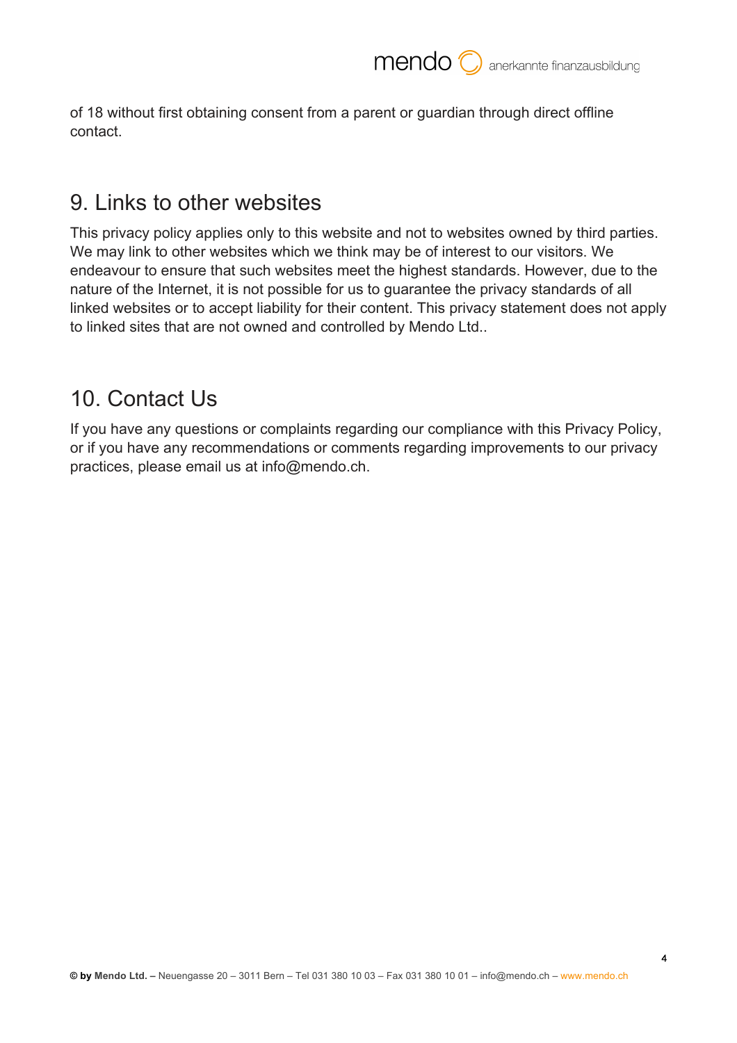of 18 without first obtaining consent from a parent or guardian through direct offline contact.

## 9. Links to other websites

This privacy policy applies only to this website and not to websites owned by third parties. We may link to other websites which we think may be of interest to our visitors. We endeavour to ensure that such websites meet the highest standards. However, due to the nature of the Internet, it is not possible for us to guarantee the privacy standards of all linked websites or to accept liability for their content. This privacy statement does not apply to linked sites that are not owned and controlled by Mendo Ltd..

## 10. Contact Us

If you have any questions or complaints regarding our compliance with this Privacy Policy, or if you have any recommendations or comments regarding improvements to our privacy practices, please email us at info@mendo.ch.